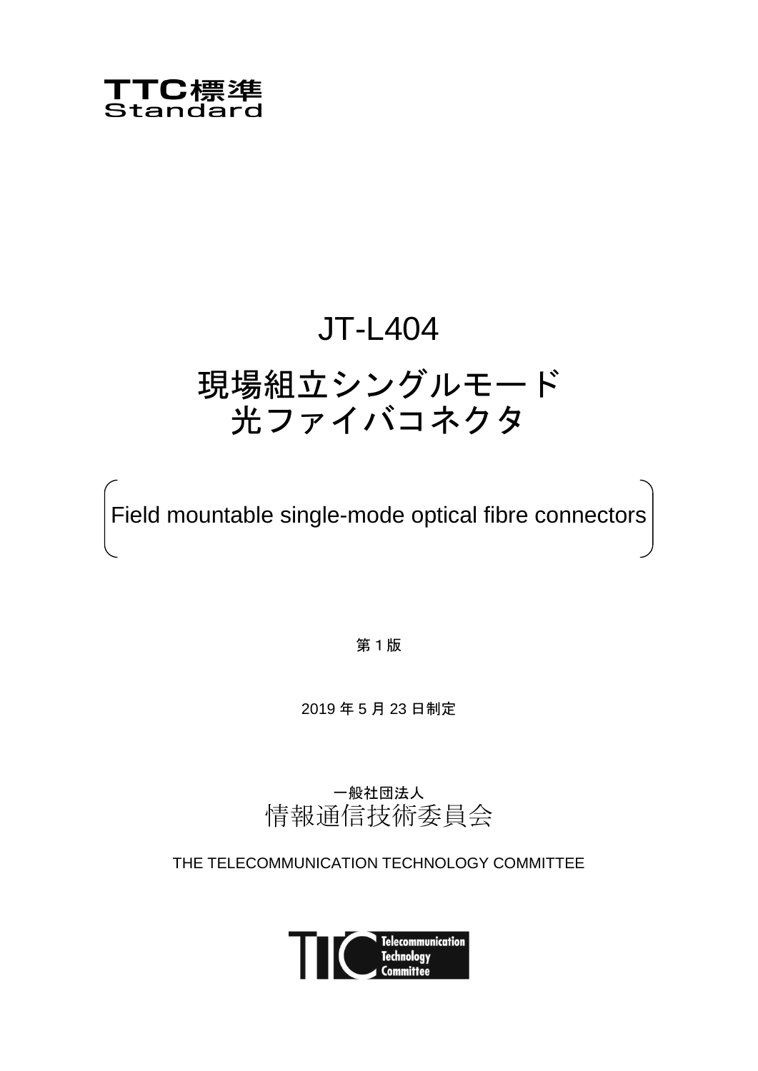TTC標準
Standard

# JT-L404

# 現場組立シングルモード光ファイバコネクタ

（Field mountable single-mode optical fibre connectors）

第１版

2019 年 5 月 23 日制定

一般社団法人
情報通信技術委員会

THE TELECOMMUNICATION TECHNOLOGY COMMITTEE

TTC Telecommunication Technology Committee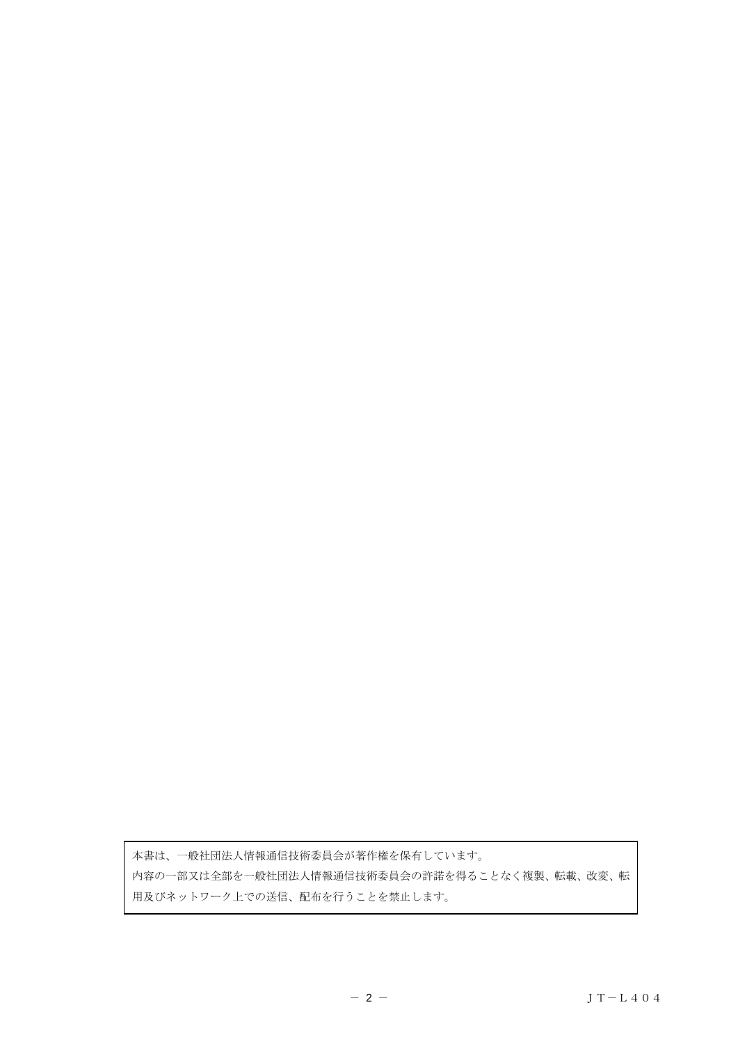本書は、一般社団法人情報通信技術委員会が著作権を保有しています。
内容の一部又は全部を一般社団法人情報通信技術委員会の許諾を得ることなく複製、転載、改変、転用及びネットワーク上での送信、配布を行うことを禁止します。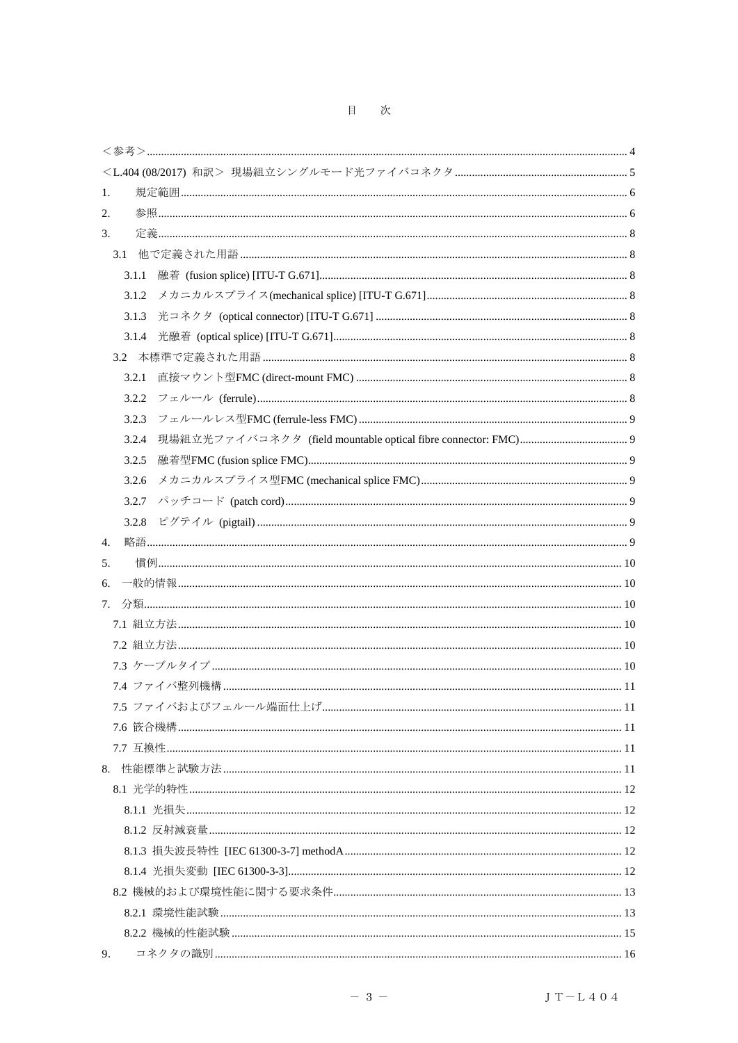# 目　次

＜参考＞ ..... 4
＜L.404 (08/2017) 和訳＞ 現場組立シングルモード光ファイバコネクタ ..... 5
1.　規定範囲 ..... 6
2.　参照 ..... 6
3.　定義 ..... 8
　3.1　他で定義された用語 ..... 8
　　3.1.1　融着 (fusion splice) [ITU-T G.671] ..... 8
　　3.1.2　メカニカルスプライス(mechanical splice) [ITU-T G.671] ..... 8
　　3.1.3　光コネクタ (optical connector) [ITU-T G.671] ..... 8
　　3.1.4　光融着 (optical splice) [ITU-T G.671] ..... 8
　3.2　本標準で定義された用語 ..... 8
　　3.2.1　直接マウント型FMC (direct-mount FMC) ..... 8
　　3.2.2　フェルール (ferrule) ..... 8
　　3.2.3　フェルールレス型FMC (ferrule-less FMC) ..... 9
　　3.2.4　現場組立光ファイバコネクタ (field mountable optical fibre connector: FMC) ..... 9
　　3.2.5　融着型FMC (fusion splice FMC) ..... 9
　　3.2.6　メカニカルスプライス型FMC (mechanical splice FMC) ..... 9
　　3.2.7　パッチコード (patch cord) ..... 9
　　3.2.8　ピグテイル (pigtail) ..... 9
4.　略語 ..... 9
5.　慣例 ..... 10
6.　一般的情報 ..... 10
7.　分類 ..... 10
　7.1 組立方法 ..... 10
　7.2 組立方法 ..... 10
　7.3 ケーブルタイプ ..... 10
　7.4 ファイバ整列機構 ..... 11
　7.5 ファイバおよびフェルール端面仕上げ ..... 11
　7.6 篏合機構 ..... 11
　7.7 互換性 ..... 11
8.　性能標準と試験方法 ..... 11
　8.1 光学的特性 ..... 12
　　8.1.1 光損失 ..... 12
　　8.1.2 反射減衰量 ..... 12
　　8.1.3 損失波長特性 [IEC 61300-3-7] methodA ..... 12
　　8.1.4 光損失変動 [IEC 61300-3-3] ..... 12
　8.2 機械的および環境性能に関する要求条件 ..... 13
　　8.2.1 環境性能試験 ..... 13
　　8.2.2 機械的性能試験 ..... 15
9.　コネクタの識別 ..... 16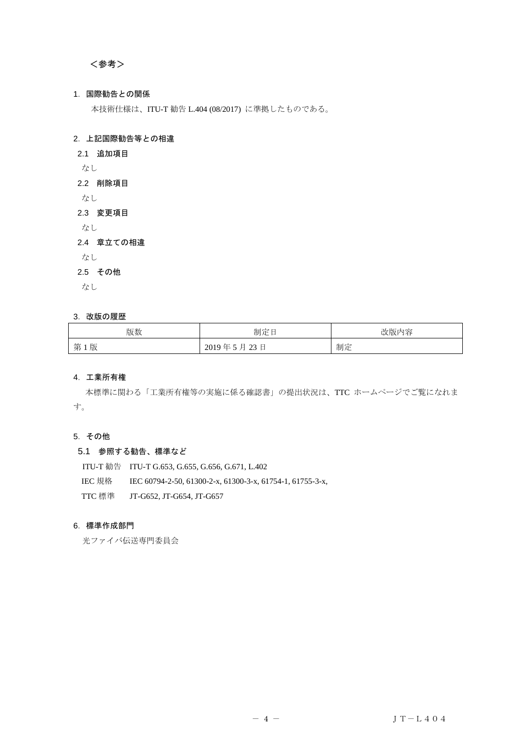＜参考＞

## 1. 国際勧告との関係

本技術仕様は、ITU-T 勧告 L.404 (08/2017) に準拠したものである。

## 2. 上記国際勧告等との相違

### 2.1 追加項目

なし

### 2.2 削除項目

なし

### 2.3 変更項目

なし

### 2.4 章立ての相違

なし

### 2.5 その他

なし

## 3. 改版の履歴

| 版数 | 制定日 | 改版内容 |
|---|---|---|
| 第 1 版 | 2019 年 5 月 23 日 | 制定 |

## 4. 工業所有権

本標準に関わる「工業所有権等の実施に係る確認書」の提出状況は、TTC ホームページでご覧になれます。

## 5. その他

### 5.1 参照する勧告、標準など

ITU-T 勧告　ITU-T G.653, G.655, G.656, G.671, L.402

IEC 規格　IEC 60794-2-50, 61300-2-x, 61300-3-x, 61754-1, 61755-3-x,

TTC 標準　JT-G652, JT-G654, JT-G657

## 6. 標準作成部門

光ファイバ伝送専門委員会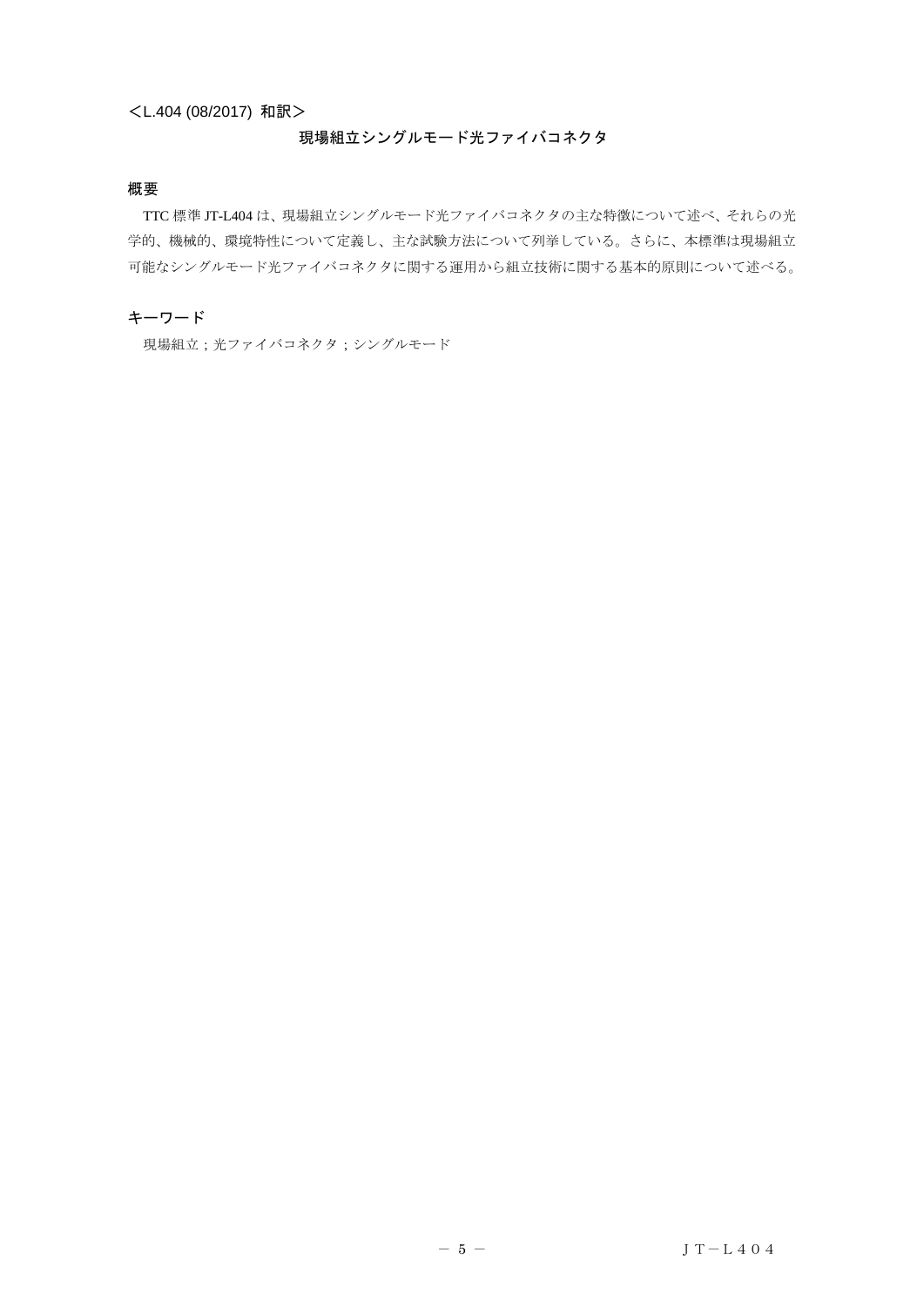<L.404 (08/2017) 和訳>

# 現場組立シングルモード光ファイバコネクタ

## 概要

TTC 標準 JT-L404 は、現場組立シングルモード光ファイバコネクタの主な特徴について述べ、それらの光学的、機械的、環境特性について定義し、主な試験方法について列挙している。さらに、本標準は現場組立可能なシングルモード光ファイバコネクタに関する運用から組立技術に関する基本的原則について述べる。

## キーワード

現場組立；光ファイバコネクタ；シングルモード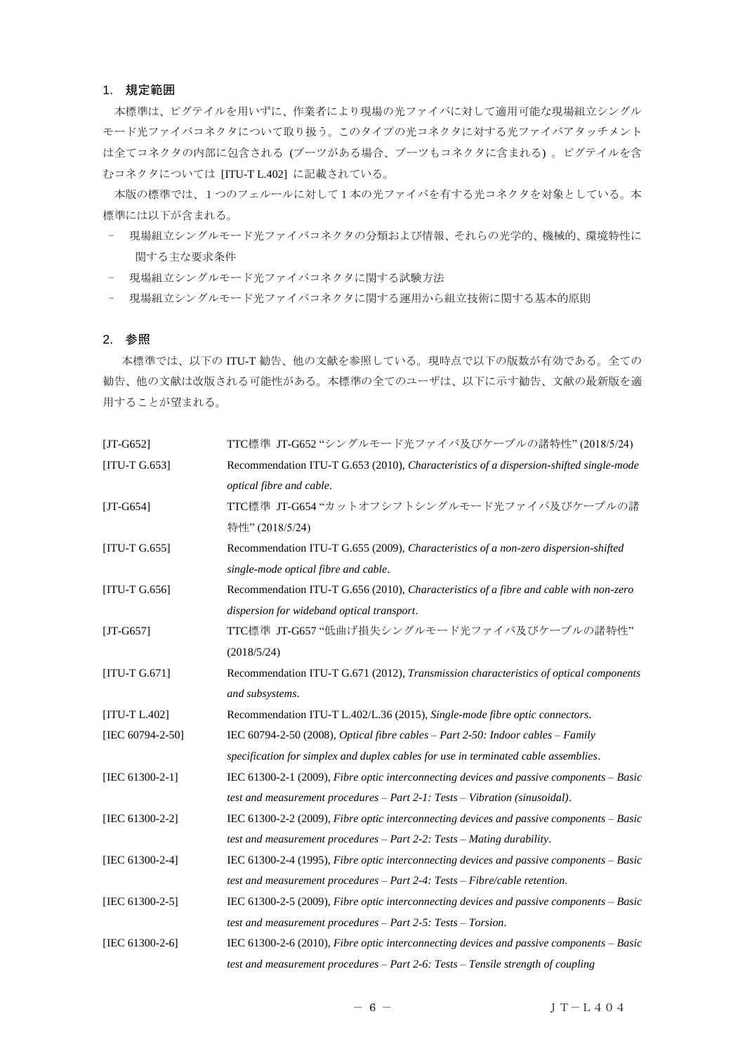## 1. 規定範囲

本標準は、ピグテイルを用いずに、作業者により現場の光ファイバに対して適用可能な現場組立シングルモード光ファイバコネクタについて取り扱う。このタイプの光コネクタに対する光ファイバアタッチメントは全てコネクタの内部に包含される (ブーツがある場合、ブーツもコネクタに含まれる) 。ピグテイルを含むコネクタについては [ITU-T L.402] に記載されている。

本版の標準では、１つのフェルールに対して１本の光ファイバを有する光コネクタを対象としている。本標準には以下が含まれる。

- 現場組立シングルモード光ファイバコネクタの分類および情報、それらの光学的、機械的、環境特性に関する主な要求条件
- 現場組立シングルモード光ファイバコネクタに関する試験方法
- 現場組立シングルモード光ファイバコネクタに関する運用から組立技術に関する基本的原則

## 2. 参照

本標準では、以下の ITU-T 勧告、他の文献を参照している。現時点で以下の版数が有効である。全ての勧告、他の文献は改版される可能性がある。本標準の全てのユーザは、以下に示す勧告、文献の最新版を適用することが望まれる。

| | |
|---|---|
| [JT-G652] | TTC標準 JT-G652 "シングルモード光ファイバ及びケーブルの諸特性" (2018/5/24) |
| [ITU-T G.653] | Recommendation ITU-T G.653 (2010), *Characteristics of a dispersion-shifted single-mode optical fibre and cable*. |
| [JT-G654] | TTC標準 JT-G654 "カットオフシフトシングルモード光ファイバ及びケーブルの諸特性" (2018/5/24) |
| [ITU-T G.655] | Recommendation ITU-T G.655 (2009), *Characteristics of a non-zero dispersion-shifted single-mode optical fibre and cable*. |
| [ITU-T G.656] | Recommendation ITU-T G.656 (2010), *Characteristics of a fibre and cable with non-zero dispersion for wideband optical transport*. |
| [JT-G657] | TTC標準 JT-G657 "低曲げ損失シングルモード光ファイバ及びケーブルの諸特性" (2018/5/24) |
| [ITU-T G.671] | Recommendation ITU-T G.671 (2012), *Transmission characteristics of optical components and subsystems*. |
| [ITU-T L.402] | Recommendation ITU-T L.402/L.36 (2015), *Single-mode fibre optic connectors*. |
| [IEC 60794-2-50] | IEC 60794-2-50 (2008), *Optical fibre cables – Part 2-50: Indoor cables – Family specification for simplex and duplex cables for use in terminated cable assemblies*. |
| [IEC 61300-2-1] | IEC 61300-2-1 (2009), *Fibre optic interconnecting devices and passive components – Basic test and measurement procedures – Part 2-1: Tests – Vibration (sinusoidal)*. |
| [IEC 61300-2-2] | IEC 61300-2-2 (2009), *Fibre optic interconnecting devices and passive components – Basic test and measurement procedures – Part 2-2: Tests – Mating durability*. |
| [IEC 61300-2-4] | IEC 61300-2-4 (1995), *Fibre optic interconnecting devices and passive components – Basic test and measurement procedures – Part 2-4: Tests – Fibre/cable retention*. |
| [IEC 61300-2-5] | IEC 61300-2-5 (2009), *Fibre optic interconnecting devices and passive components – Basic test and measurement procedures – Part 2-5: Tests – Torsion*. |
| [IEC 61300-2-6] | IEC 61300-2-6 (2010), *Fibre optic interconnecting devices and passive components – Basic test and measurement procedures – Part 2-6: Tests – Tensile strength of coupling* |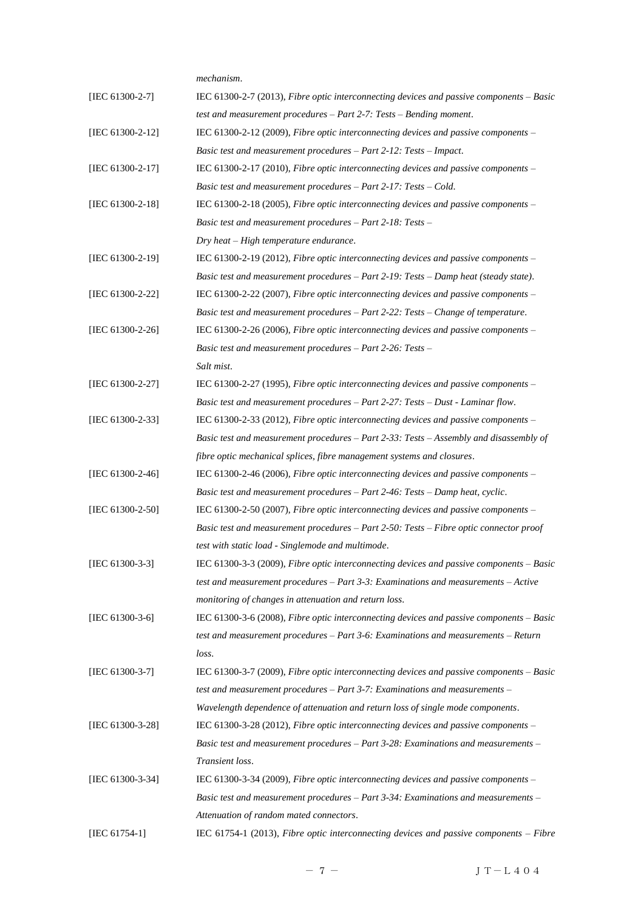*mechanism*.

[IEC 61300-2-7] IEC 61300-2-7 (2013), *Fibre optic interconnecting devices and passive components – Basic test and measurement procedures – Part 2-7: Tests – Bending moment*.

[IEC 61300-2-12] IEC 61300-2-12 (2009), *Fibre optic interconnecting devices and passive components – Basic test and measurement procedures – Part 2-12: Tests – Impact*.

[IEC 61300-2-17] IEC 61300-2-17 (2010), *Fibre optic interconnecting devices and passive components – Basic test and measurement procedures – Part 2-17: Tests – Cold*.

[IEC 61300-2-18] IEC 61300-2-18 (2005), *Fibre optic interconnecting devices and passive components – Basic test and measurement procedures – Part 2-18: Tests – Dry heat – High temperature endurance*.

[IEC 61300-2-19] IEC 61300-2-19 (2012), *Fibre optic interconnecting devices and passive components – Basic test and measurement procedures – Part 2-19: Tests – Damp heat (steady state)*.

[IEC 61300-2-22] IEC 61300-2-22 (2007), *Fibre optic interconnecting devices and passive components – Basic test and measurement procedures – Part 2-22: Tests – Change of temperature*.

[IEC 61300-2-26] IEC 61300-2-26 (2006), *Fibre optic interconnecting devices and passive components – Basic test and measurement procedures – Part 2-26: Tests – Salt mist*.

[IEC 61300-2-27] IEC 61300-2-27 (1995), *Fibre optic interconnecting devices and passive components – Basic test and measurement procedures – Part 2-27: Tests – Dust - Laminar flow*.

[IEC 61300-2-33] IEC 61300-2-33 (2012), *Fibre optic interconnecting devices and passive components – Basic test and measurement procedures – Part 2-33: Tests – Assembly and disassembly of fibre optic mechanical splices, fibre management systems and closures*.

[IEC 61300-2-46] IEC 61300-2-46 (2006), *Fibre optic interconnecting devices and passive components – Basic test and measurement procedures – Part 2-46: Tests – Damp heat, cyclic*.

[IEC 61300-2-50] IEC 61300-2-50 (2007), *Fibre optic interconnecting devices and passive components – Basic test and measurement procedures – Part 2-50: Tests – Fibre optic connector proof test with static load - Singlemode and multimode*.

[IEC 61300-3-3] IEC 61300-3-3 (2009), *Fibre optic interconnecting devices and passive components – Basic test and measurement procedures – Part 3-3: Examinations and measurements – Active monitoring of changes in attenuation and return loss*.

[IEC 61300-3-6] IEC 61300-3-6 (2008), *Fibre optic interconnecting devices and passive components – Basic test and measurement procedures – Part 3-6: Examinations and measurements – Return loss*.

[IEC 61300-3-7] IEC 61300-3-7 (2009), *Fibre optic interconnecting devices and passive components – Basic test and measurement procedures – Part 3-7: Examinations and measurements – Wavelength dependence of attenuation and return loss of single mode components*.

[IEC 61300-3-28] IEC 61300-3-28 (2012), *Fibre optic interconnecting devices and passive components – Basic test and measurement procedures – Part 3-28: Examinations and measurements – Transient loss*.

[IEC 61300-3-34] IEC 61300-3-34 (2009), *Fibre optic interconnecting devices and passive components – Basic test and measurement procedures – Part 3-34: Examinations and measurements – Attenuation of random mated connectors*.

[IEC 61754-1] IEC 61754-1 (2013), *Fibre optic interconnecting devices and passive components – Fibre*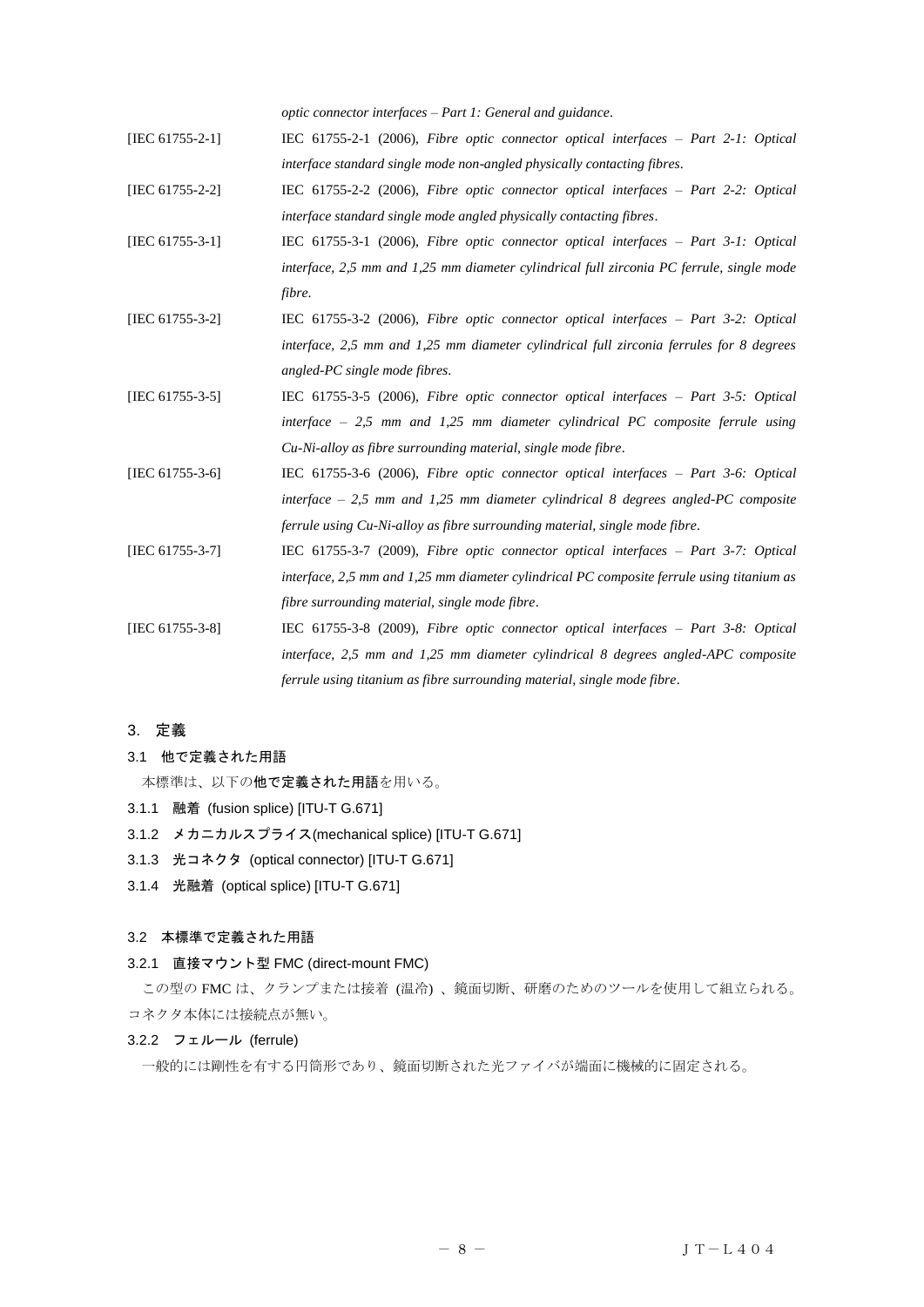*optic connector interfaces – Part 1: General and guidance*.

[IEC 61755-2-1] IEC 61755-2-1 (2006), *Fibre optic connector optical interfaces – Part 2-1: Optical interface standard single mode non-angled physically contacting fibres*.

[IEC 61755-2-2] IEC 61755-2-2 (2006), *Fibre optic connector optical interfaces – Part 2-2: Optical interface standard single mode angled physically contacting fibres*.

[IEC 61755-3-1] IEC 61755-3-1 (2006), *Fibre optic connector optical interfaces – Part 3-1: Optical interface, 2,5 mm and 1,25 mm diameter cylindrical full zirconia PC ferrule, single mode fibre*.

[IEC 61755-3-2] IEC 61755-3-2 (2006), *Fibre optic connector optical interfaces – Part 3-2: Optical interface, 2,5 mm and 1,25 mm diameter cylindrical full zirconia ferrules for 8 degrees angled-PC single mode fibres*.

[IEC 61755-3-5] IEC 61755-3-5 (2006), *Fibre optic connector optical interfaces – Part 3-5: Optical interface – 2,5 mm and 1,25 mm diameter cylindrical PC composite ferrule using Cu-Ni-alloy as fibre surrounding material, single mode fibre*.

[IEC 61755-3-6] IEC 61755-3-6 (2006), *Fibre optic connector optical interfaces – Part 3-6: Optical interface – 2,5 mm and 1,25 mm diameter cylindrical 8 degrees angled-PC composite ferrule using Cu-Ni-alloy as fibre surrounding material, single mode fibre*.

[IEC 61755-3-7] IEC 61755-3-7 (2009), *Fibre optic connector optical interfaces – Part 3-7: Optical interface, 2,5 mm and 1,25 mm diameter cylindrical PC composite ferrule using titanium as fibre surrounding material, single mode fibre*.

[IEC 61755-3-8] IEC 61755-3-8 (2009), *Fibre optic connector optical interfaces – Part 3-8: Optical interface, 2,5 mm and 1,25 mm diameter cylindrical 8 degrees angled-APC composite ferrule using titanium as fibre surrounding material, single mode fibre*.

## 3. 定義

### 3.1 他で定義された用語

本標準は、以下の**他で定義された用語**を用いる。

**3.1.1 融着 (fusion splice) [ITU-T G.671]**

**3.1.2 メカニカルスプライス(mechanical splice) [ITU-T G.671]**

**3.1.3 光コネクタ (optical connector) [ITU-T G.671]**

**3.1.4 光融着 (optical splice) [ITU-T G.671]**

### 3.2 本標準で定義された用語

**3.2.1 直接マウント型 FMC (direct-mount FMC)**

この型の FMC は、クランプまたは接着 (温冷) 、鏡面切断、研磨のためのツールを使用して組立られる。コネクタ本体には接続点が無い。

**3.2.2 フェルール (ferrule)**

一般的には剛性を有する円筒形であり、鏡面切断された光ファイバが端面に機械的に固定される。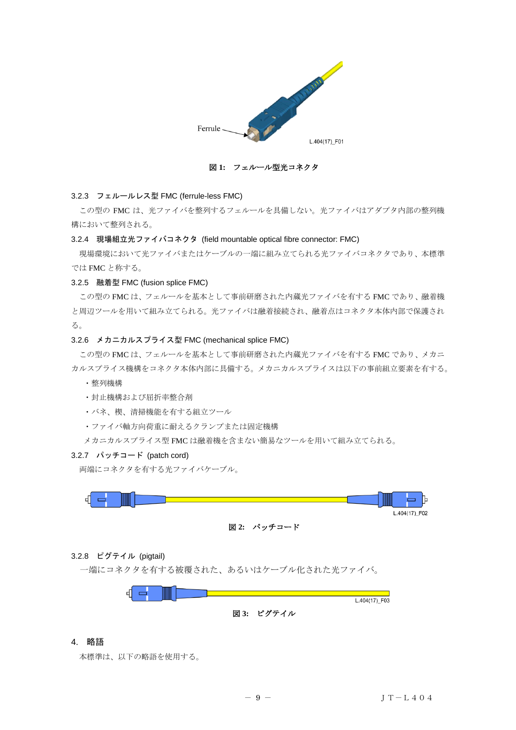Ferrule

L.404(17)_F01

**図 1:　フェルール型光コネクタ**

### 3.2.3　フェルールレス型 FMC (ferrule-less FMC)

この型の FMC は、光ファイバを整列するフェルールを具備しない。光ファイバはアダプタ内部の整列機構において整列される。

### 3.2.4　現場組立光ファイバコネクタ (field mountable optical fibre connector: FMC)

現場環境において光ファイバまたはケーブルの一端に組み立てられる光ファイバコネクタであり、本標準では FMC と称する。

### 3.2.5　融着型 FMC (fusion splice FMC)

この型の FMC は、フェルールを基本として事前研磨された内蔵光ファイバを有する FMC であり、融着機と周辺ツールを用いて組み立てられる。光ファイバは融着接続され、融着点はコネクタ本体内部で保護される。

### 3.2.6　メカニカルスプライス型 FMC (mechanical splice FMC)

この型の FMC は、フェルールを基本として事前研磨された内蔵光ファイバを有する FMC であり、メカニカルスプライス機構をコネクタ本体内部に具備する。メカニカルスプライスは以下の事前組立要素を有する。

・整列機構

・封止機構および屈折率整合剤

・バネ、楔、清掃機能を有する組立ツール

・ファイバ軸方向荷重に耐えるクランプまたは固定機構

メカニカルスプライス型 FMC は融着機を含まない簡易なツールを用いて組み立てられる。

### 3.2.7　パッチコード (patch cord)

両端にコネクタを有する光ファイバケーブル。

L.404(17)_F02

**図 2:　パッチコード**

### 3.2.8　ピグテイル (pigtail)

一端にコネクタを有する被覆された、あるいはケーブル化された光ファイバ。

L.404(17)_F03

**図 3:　ピグテイル**

## 4.　略語

本標準は、以下の略語を使用する。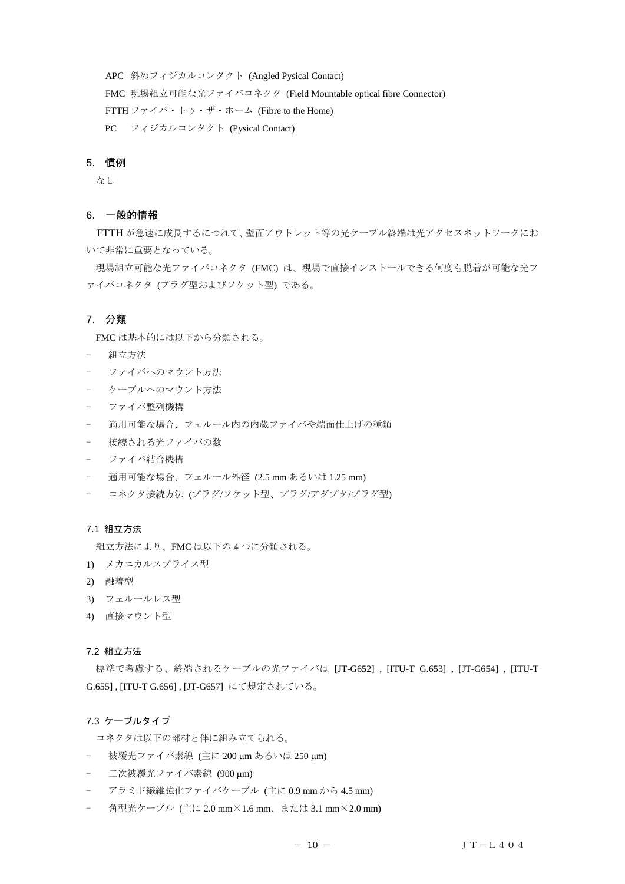APC 斜めフィジカルコンタクト (Angled Pysical Contact)

FMC 現場組立可能な光ファイバコネクタ (Field Mountable optical fibre Connector)

FTTH ファイバ・トゥ・ザ・ホーム (Fibre to the Home)

PC フィジカルコンタクト (Pysical Contact)

## 5. 慣例

なし

## 6. 一般的情報

FTTH が急速に成長するにつれて、壁面アウトレット等の光ケーブル終端は光アクセスネットワークにおいて非常に重要となっている。

現場組立可能な光ファイバコネクタ (FMC) は、現場で直接インストールできる何度も脱着が可能な光ファイバコネクタ (プラグ型およびソケット型) である。

## 7. 分類

FMC は基本的には以下から分類される。

- 組立方法
- ファイバへのマウント方法
- ケーブルへのマウント方法
- ファイバ整列機構
- 適用可能な場合、フェルール内の内蔵ファイバや端面仕上げの種類
- 接続される光ファイバの数
- ファイバ結合機構
- 適用可能な場合、フェルール外径 (2.5 mm あるいは 1.25 mm)
- コネクタ接続方法 (プラグ/ソケット型、プラグ/アダプタ/プラグ型)

### 7.1 組立方法

組立方法により、FMC は以下の 4 つに分類される。

1) メカニカルスプライス型
2) 融着型
3) フェルールレス型
4) 直接マウント型

### 7.2 組立方法

標準で考慮する、終端されるケーブルの光ファイバは [JT-G652] , [ITU-T G.653] , [JT-G654] , [ITU-T G.655] , [ITU-T G.656] , [JT-G657] にて規定されている。

### 7.3 ケーブルタイプ

コネクタは以下の部材と伴に組み立てられる。

- 被覆光ファイバ素線 (主に 200 μm あるいは 250 μm)
- 二次被覆光ファイバ素線 (900 μm)
- アラミド繊維強化ファイバケーブル (主に 0.9 mm から 4.5 mm)
- 角型光ケーブル (主に 2.0 mm×1.6 mm、または 3.1 mm×2.0 mm)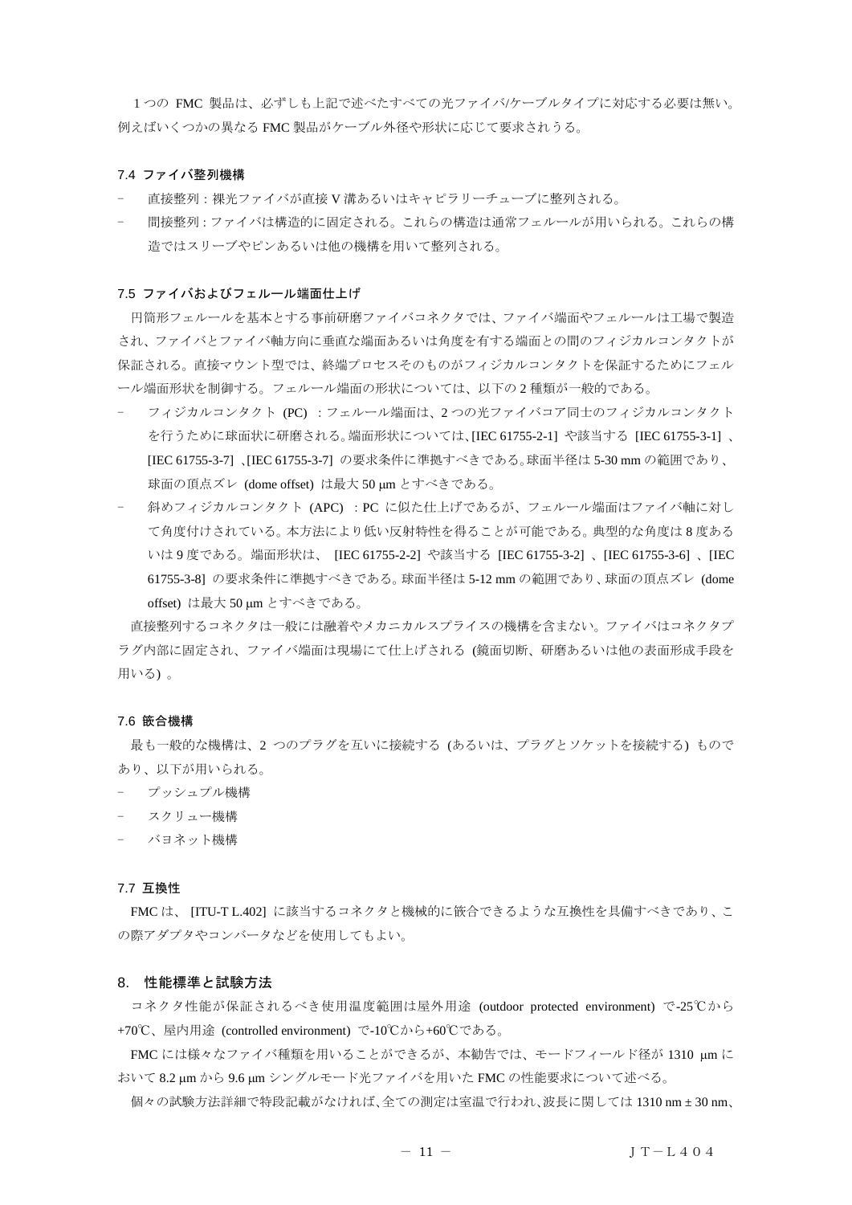１つの FMC 製品は、必ずしも上記で述べたすべての光ファイバ/ケーブルタイプに対応する必要は無い。例えばいくつかの異なる FMC 製品がケーブル外径や形状に応じて要求されうる。

### 7.4 ファイバ整列機構

- 直接整列：裸光ファイバが直接 V 溝あるいはキャピラリーチューブに整列される。
- 間接整列：ファイバは構造的に固定される。これらの構造は通常フェルールが用いられる。これらの構造ではスリーブやピンあるいは他の機構を用いて整列される。

### 7.5 ファイバおよびフェルール端面仕上げ

円筒形フェルールを基本とする事前研磨ファイバコネクタでは、ファイバ端面やフェルールは工場で製造され、ファイバとファイバ軸方向に垂直な端面あるいは角度を有する端面との間のフィジカルコンタクトが保証される。直接マウント型では、終端プロセスそのものがフィジカルコンタクトを保証するためにフェルール端面形状を制御する。フェルール端面の形状については、以下の 2 種類が一般的である。

- フィジカルコンタクト (PC) ：フェルール端面は、2 つの光ファイバコア同士のフィジカルコンタクトを行うために球面状に研磨される。端面形状については、[IEC 61755-2-1] や該当する [IEC 61755-3-1] 、[IEC 61755-3-7] 、[IEC 61755-3-7] の要求条件に準拠すべきである。球面半径は 5-30 mm の範囲であり、球面の頂点ズレ (dome offset) は最大 50 μm とすべきである。
- 斜めフィジカルコンタクト (APC) ：PC に似た仕上げであるが、フェルール端面はファイバ軸に対して角度付けされている。本方法により低い反射特性を得ることが可能である。典型的な角度は 8 度あるいは 9 度である。端面形状は、 [IEC 61755-2-2] や該当する [IEC 61755-3-2] 、[IEC 61755-3-6] 、[IEC 61755-3-8] の要求条件に準拠すべきである。球面半径は 5-12 mm の範囲であり、球面の頂点ズレ (dome offset) は最大 50 μm とすべきである。

直接整列するコネクタは一般には融着やメカニカルスプライスの機構を含まない。ファイバはコネクタプラグ内部に固定され、ファイバ端面は現場にて仕上げされる (鏡面切断、研磨あるいは他の表面形成手段を用いる) 。

### 7.6 嵌合機構

最も一般的な機構は、2 つのプラグを互いに接続する (あるいは、プラグとソケットを接続する) ものであり、以下が用いられる。

- プッシュプル機構
- スクリュー機構
- バヨネット機構

### 7.7 互換性

FMC は、 [ITU-T L.402] に該当するコネクタと機械的に嵌合できるような互換性を具備すべきであり、この際アダプタやコンバータなどを使用してもよい。

## 8. 性能標準と試験方法

コネクタ性能が保証されるべき使用温度範囲は屋外用途 (outdoor protected environment) で-25℃から+70℃、屋内用途 (controlled environment) で-10℃から+60℃である。

FMC には様々なファイバ種類を用いることができるが、本勧告では、モードフィールド径が 1310 μm において 8.2 μm から 9.6 μm シングルモード光ファイバを用いた FMC の性能要求について述べる。

個々の試験方法詳細で特段記載がなければ、全ての測定は室温で行われ、波長に関しては 1310 nm ± 30 nm、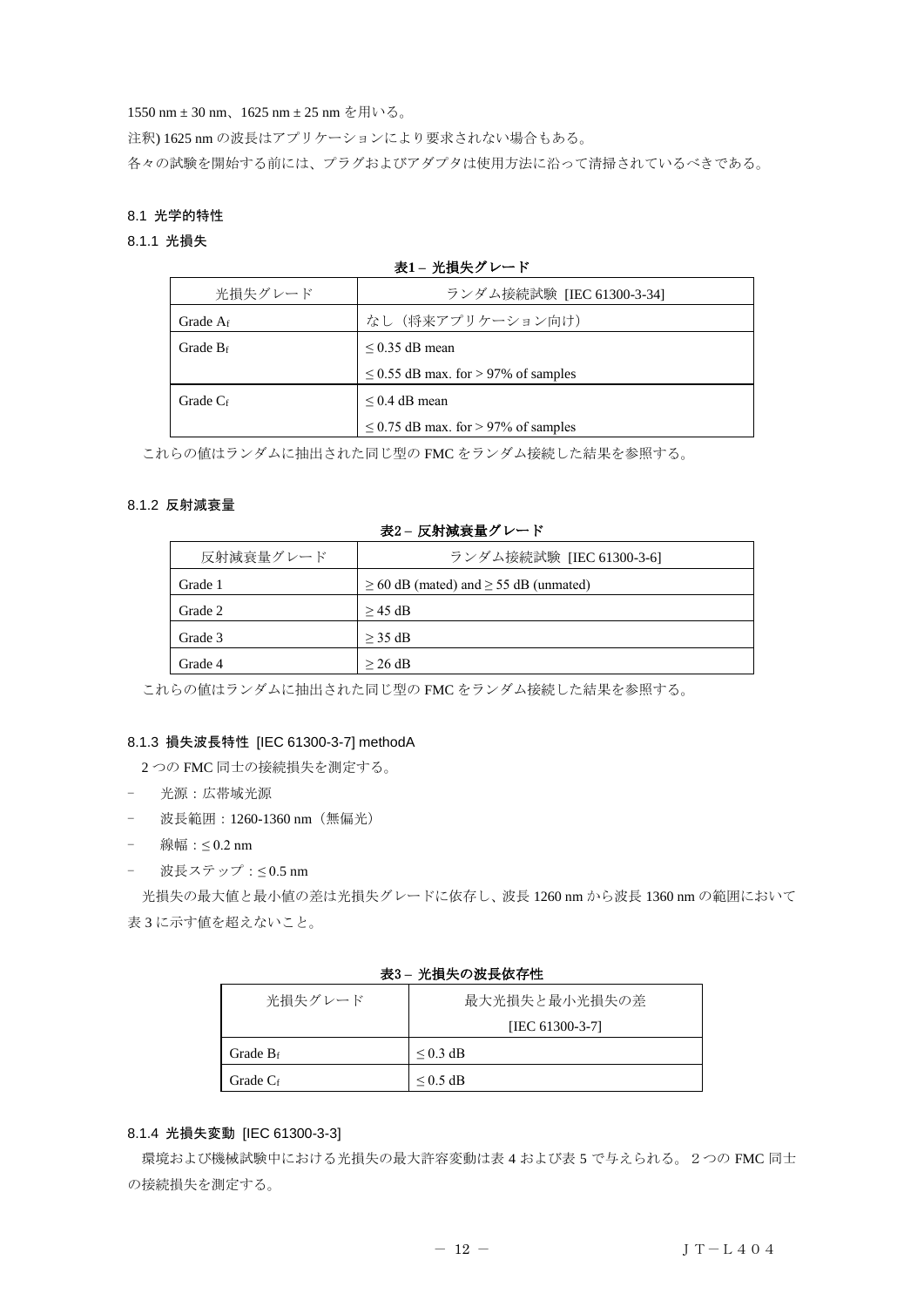1550 nm ± 30 nm、1625 nm ± 25 nm を用いる。

注釈) 1625 nm の波長はアプリケーションにより要求されない場合もある。

各々の試験を開始する前には、プラグおよびアダプタは使用方法に沿って清掃されているべきである。

### 8.1 光学的特性

#### 8.1.1 光損失

**表1 – 光損失グレード**

| 光損失グレード | ランダム接続試験 [IEC 61300-3-34] |
|---|---|
| Grade $A_f$ | なし（将来アプリケーション向け） |
| Grade $B_f$ | ≤ 0.35 dB mean |
| | ≤ 0.55 dB max. for > 97% of samples |
| Grade $C_f$ | ≤ 0.4 dB mean |
| | ≤ 0.75 dB max. for > 97% of samples |

これらの値はランダムに抽出された同じ型の FMC をランダム接続した結果を参照する。

#### 8.1.2 反射減衰量

**表2 – 反射減衰量グレード**

| 反射減衰量グレード | ランダム接続試験 [IEC 61300-3-6] |
|---|---|
| Grade 1 | ≥ 60 dB (mated) and ≥ 55 dB (unmated) |
| Grade 2 | ≥ 45 dB |
| Grade 3 | ≥ 35 dB |
| Grade 4 | ≥ 26 dB |

これらの値はランダムに抽出された同じ型の FMC をランダム接続した結果を参照する。

#### 8.1.3 損失波長特性 [IEC 61300-3-7] methodA

2 つの FMC 同士の接続損失を測定する。

- 光源：広帯域光源
- 波長範囲：1260-1360 nm（無偏光）
- 線幅：≤ 0.2 nm
- 波長ステップ：≤ 0.5 nm

光損失の最大値と最小値の差は光損失グレードに依存し、波長 1260 nm から波長 1360 nm の範囲において表 3 に示す値を超えないこと。

**表3 – 光損失の波長依存性**

| 光損失グレード | 最大光損失と最小光損失の差 [IEC 61300-3-7] |
|---|---|
| Grade $B_f$ | ≤ 0.3 dB |
| Grade $C_f$ | ≤ 0.5 dB |

#### 8.1.4 光損失変動 [IEC 61300-3-3]

環境および機械試験中における光損失の最大許容変動は表 4 および表 5 で与えられる。２つの FMC 同士の接続損失を測定する。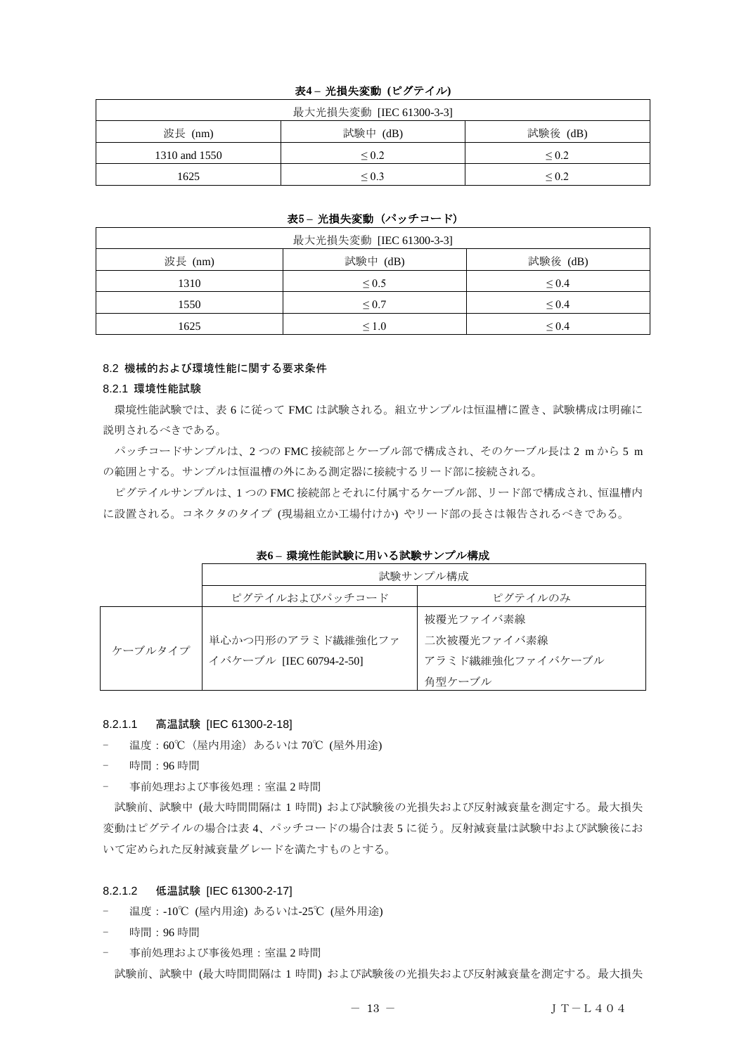**表4 – 光損失変動 (ピグテイル)**

| 最大光損失変動 [IEC 61300-3-3] | | |
|---|---|---|
| 波長 (nm) | 試験中 (dB) | 試験後 (dB) |
| 1310 and 1550 | ≤ 0.2 | ≤ 0.2 |
| 1625 | ≤ 0.3 | ≤ 0.2 |

**表5 – 光損失変動 (パッチコード)**

| 最大光損失変動 [IEC 61300-3-3] | | |
|---|---|---|
| 波長 (nm) | 試験中 (dB) | 試験後 (dB) |
| 1310 | ≤ 0.5 | ≤ 0.4 |
| 1550 | ≤ 0.7 | ≤ 0.4 |
| 1625 | ≤ 1.0 | ≤ 0.4 |

### 8.2 機械的および環境性能に関する要求条件

#### 8.2.1 環境性能試験

環境性能試験では、表 6 に従って FMC は試験される。組立サンプルは恒温槽に置き、試験構成は明確に説明されるべきである。

パッチコードサンプルは、2 つの FMC 接続部とケーブル部で構成され、そのケーブル長は 2 m から 5 m の範囲とする。サンプルは恒温槽の外にある測定器に接続するリード部に接続される。

ピグテイルサンプルは、1 つの FMC 接続部とそれに付属するケーブル部、リード部で構成され、恒温槽内に設置される。コネクタのタイプ (現場組立か工場付けか) やリード部の長さは報告されるべきである。

**表6 – 環境性能試験に用いる試験サンプル構成**

| | 試験サンプル構成 | |
|---|---|---|
| | ピグテイルおよびパッチコード | ピグテイルのみ |
| ケーブルタイプ | 単心かつ円形のアラミド繊維強化ファイバケーブル [IEC 60794-2-50] | 被覆光ファイバ素線<br>二次被覆光ファイバ素線<br>アラミド繊維強化ファイバケーブル<br>角型ケーブル |

##### 8.2.1.1 高温試験 [IEC 61300-2-18]

- 温度：60℃ (屋内用途) あるいは 70℃ (屋外用途)
- 時間：96 時間
- 事前処理および事後処理：室温 2 時間

試験前、試験中 (最大時間間隔は 1 時間) および試験後の光損失および反射減衰量を測定する。最大損失変動はピグテイルの場合は表 4、パッチコードの場合は表 5 に従う。反射減衰量は試験中および試験後において定められた反射減衰量グレードを満たすものとする。

##### 8.2.1.2 低温試験 [IEC 61300-2-17]

- 温度：-10℃ (屋内用途) あるいは-25℃ (屋外用途)
- 時間：96 時間
- 事前処理および事後処理：室温 2 時間

試験前、試験中 (最大時間間隔は 1 時間) および試験後の光損失および反射減衰量を測定する。最大損失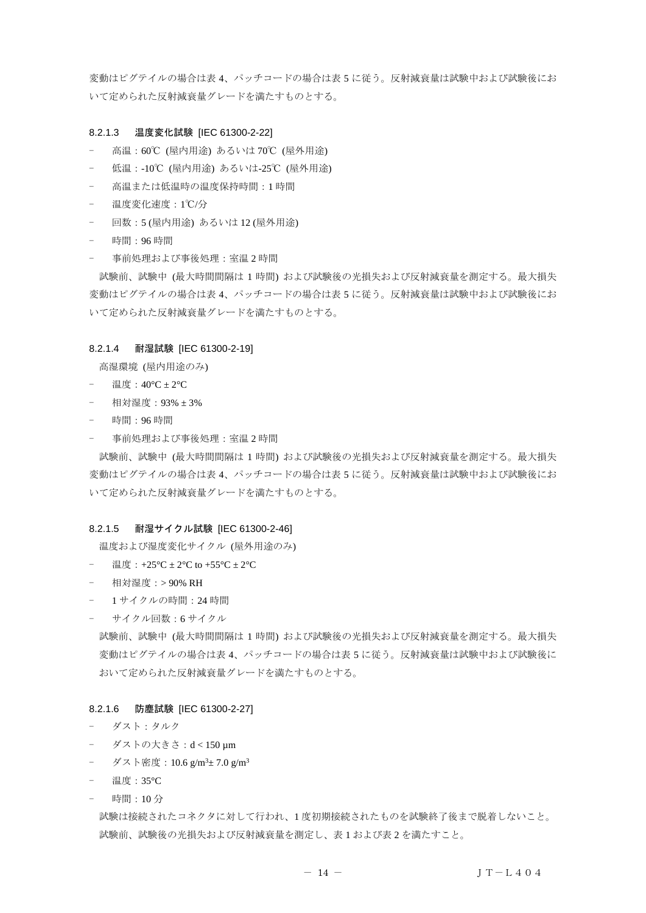変動はピグテイルの場合は表 4、パッチコードの場合は表 5 に従う。反射減衰量は試験中および試験後において定められた反射減衰量グレードを満たすものとする。

#### 8.2.1.3　温度変化試験 [IEC 61300-2-22]

- 高温：60℃ (屋内用途) あるいは 70℃ (屋外用途)
- 低温：-10℃ (屋内用途) あるいは-25℃ (屋外用途)
- 高温または低温時の温度保持時間：1 時間
- 温度変化速度：1℃/分
- 回数：5 (屋内用途) あるいは 12 (屋外用途)
- 時間：96 時間
- 事前処理および事後処理：室温 2 時間

試験前、試験中 (最大時間間隔は 1 時間) および試験後の光損失および反射減衰量を測定する。最大損失変動はピグテイルの場合は表 4、パッチコードの場合は表 5 に従う。反射減衰量は試験中および試験後において定められた反射減衰量グレードを満たすものとする。

#### 8.2.1.4　耐湿試験 [IEC 61300-2-19]

高湿環境 (屋内用途のみ)

- 温度：40°C ± 2°C
- 相対湿度：93% ± 3%
- 時間：96 時間
- 事前処理および事後処理：室温 2 時間

試験前、試験中 (最大時間間隔は 1 時間) および試験後の光損失および反射減衰量を測定する。最大損失変動はピグテイルの場合は表 4、パッチコードの場合は表 5 に従う。反射減衰量は試験中および試験後において定められた反射減衰量グレードを満たすものとする。

#### 8.2.1.5　耐湿サイクル試験 [IEC 61300-2-46]

温度および湿度変化サイクル (屋外用途のみ)

- 温度：+25°C ± 2°C to +55°C ± 2°C
- 相対湿度：> 90% RH
- 1 サイクルの時間：24 時間
- サイクル回数：6 サイクル

試験前、試験中 (最大時間間隔は 1 時間) および試験後の光損失および反射減衰量を測定する。最大損失変動はピグテイルの場合は表 4、パッチコードの場合は表 5 に従う。反射減衰量は試験中および試験後において定められた反射減衰量グレードを満たすものとする。

#### 8.2.1.6　防塵試験 [IEC 61300-2-27]

- ダスト：タルク
- ダストの大きさ：d < 150 μm
- ダスト密度：10.6 g/m³± 7.0 g/m³
- 温度：35°C
- 時間：10 分

試験は接続されたコネクタに対して行われ、1 度初期接続されたものを試験終了後まで脱着しないこと。試験前、試験後の光損失および反射減衰量を測定し、表 1 および表 2 を満たすこと。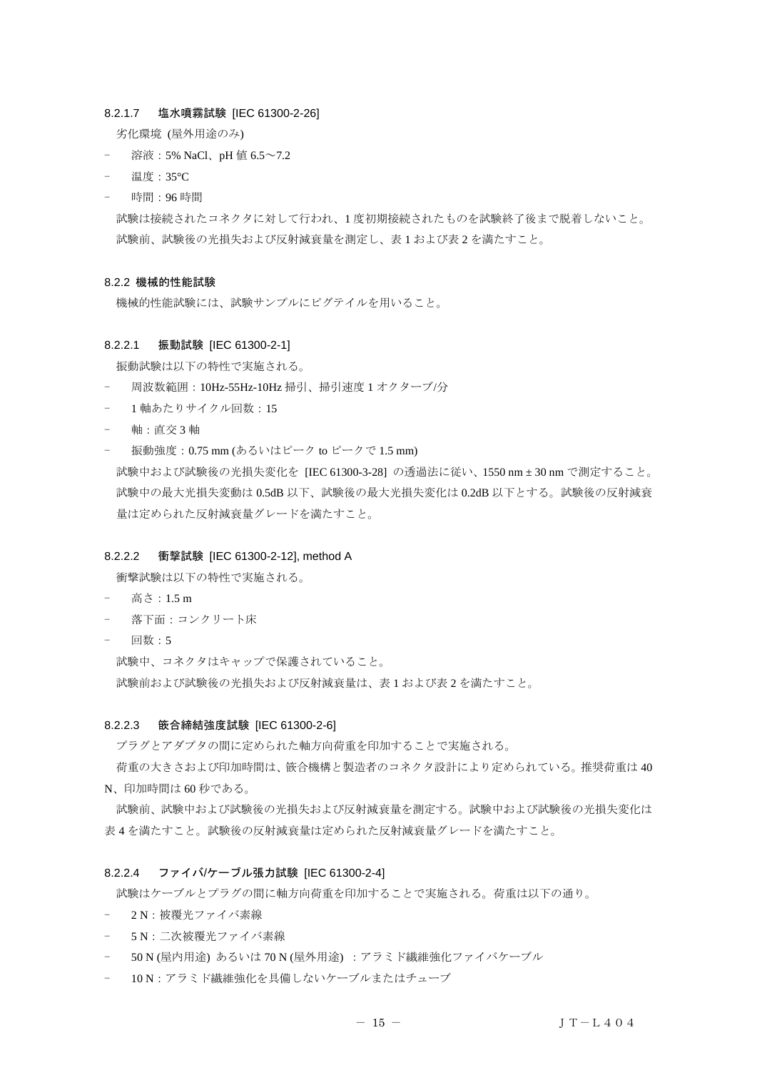#### 8.2.1.7　塩水噴霧試験 [IEC 61300-2-26]

劣化環境 (屋外用途のみ)

- 溶液：5% NaCl、pH 値 6.5～7.2
- 温度：35°C
- 時間：96 時間

試験は接続されたコネクタに対して行われ、1 度初期接続されたものを試験終了後まで脱着しないこと。

試験前、試験後の光損失および反射減衰量を測定し、表 1 および表 2 を満たすこと。

### 8.2.2 機械的性能試験

機械的性能試験には、試験サンプルにピグテイルを用いること。

#### 8.2.2.1　振動試験 [IEC 61300-2-1]

振動試験は以下の特性で実施される。

- 周波数範囲：10Hz-55Hz-10Hz 掃引、掃引速度 1 オクタープ/分
- 1 軸あたりサイクル回数：15
- 軸：直交 3 軸
- 振動強度：0.75 mm (あるいはピーク to ピークで 1.5 mm)

試験中および試験後の光損失変化を [IEC 61300-3-28] の透過法に従い、1550 nm ± 30 nm で測定すること。

試験中の最大光損失変動は 0.5dB 以下、試験後の最大光損失変化は 0.2dB 以下とする。試験後の反射減衰量は定められた反射減衰量グレードを満たすこと。

#### 8.2.2.2　衝撃試験 [IEC 61300-2-12], method A

衝撃試験は以下の特性で実施される。

- 高さ：1.5 m
- 落下面：コンクリート床
- 回数：5

試験中、コネクタはキャップで保護されていること。

試験前および試験後の光損失および反射減衰量は、表 1 および表 2 を満たすこと。

#### 8.2.2.3　嵌合締結強度試験 [IEC 61300-2-6]

プラグとアダプタの間に定められた軸方向荷重を印加することで実施される。

荷重の大きさおよび印加時間は、嵌合機構と製造者のコネクタ設計により定められている。推奨荷重は 40 N、印加時間は 60 秒である。

試験前、試験中および試験後の光損失および反射減衰量を測定する。試験中および試験後の光損失変化は表 4 を満たすこと。試験後の反射減衰量は定められた反射減衰量グレードを満たすこと。

#### 8.2.2.4　ファイバ/ケーブル張力試験 [IEC 61300-2-4]

試験はケーブルとプラグの間に軸方向荷重を印加することで実施される。荷重は以下の通り。

- 2 N：被覆光ファイバ素線
- 5 N：二次被覆光ファイバ素線
- 50 N (屋内用途) あるいは 70 N (屋外用途) ：アラミド繊維強化ファイバケーブル
- 10 N：アラミド繊維強化を具備しないケーブルまたはチューブ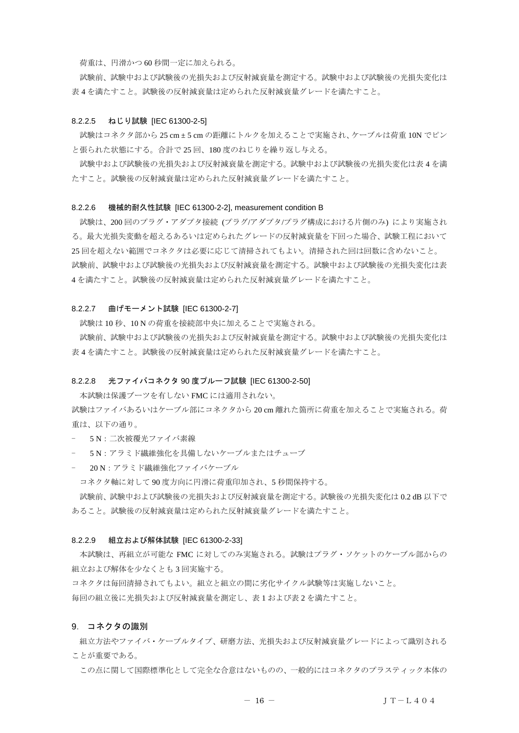荷重は、円滑かつ 60 秒間一定に加えられる。

試験前、試験中および試験後の光損失および反射減衰量を測定する。試験中および試験後の光損失変化は表 4 を満たすこと。試験後の反射減衰量は定められた反射減衰量グレードを満たすこと。

#### 8.2.2.5　ねじり試験 [IEC 61300-2-5]

試験はコネクタ部から 25 cm ± 5 cm の距離にトルクを加えることで実施され、ケーブルは荷重 10N でピンと張られた状態にする。合計で 25 回、180 度のねじりを繰り返し与える。

試験中および試験後の光損失および反射減衰量を測定する。試験中および試験後の光損失変化は表 4 を満たすこと。試験後の反射減衰量は定められた反射減衰量グレードを満たすこと。

#### 8.2.2.6　機械的耐久性試験 [IEC 61300-2-2], measurement condition B

試験は、200 回のプラグ・アダプタ接続 (プラグ/アダプタ/プラグ構成における片側のみ) により実施される。最大光損失変動を超えるあるいは定められたグレードの反射減衰量を下回った場合、試験工程において 25 回を超えない範囲でコネクタは必要に応じて清掃されてもよい。清掃された回は回数に含めないこと。

試験前、試験中および試験後の光損失および反射減衰量を測定する。試験中および試験後の光損失変化は表 4 を満たすこと。試験後の反射減衰量は定められた反射減衰量グレードを満たすこと。

#### 8.2.2.7　曲げモーメント試験 [IEC 61300-2-7]

試験は 10 秒、10 N の荷重を接続部中央に加えることで実施される。

試験前、試験中および試験後の光損失および反射減衰量を測定する。試験中および試験後の光損失変化は表 4 を満たすこと。試験後の反射減衰量は定められた反射減衰量グレードを満たすこと。

#### 8.2.2.8　光ファイバコネクタ 90 度プルーフ試験 [IEC 61300-2-50]

本試験は保護ブーツを有しない FMC には適用されない。

試験はファイバあるいはケーブル部にコネクタから 20 cm 離れた箇所に荷重を加えることで実施される。荷重は、以下の通り。

- 5 N：二次被覆光ファイバ素線
- 5 N：アラミド繊維強化を具備しないケーブルまたはチューブ
- 20 N：アラミド繊維強化ファイバケーブル

コネクタ軸に対して 90 度方向に円滑に荷重印加され、5 秒間保持する。

試験前、試験中および試験後の光損失および反射減衰量を測定する。試験後の光損失変化は 0.2 dB 以下であること。試験後の反射減衰量は定められた反射減衰量グレードを満たすこと。

#### 8.2.2.9　組立および解体試験 [IEC 61300-2-33]

本試験は、再組立が可能な FMC に対してのみ実施される。試験はプラグ・ソケットのケーブル部からの組立および解体を少なくとも 3 回実施する。

コネクタは毎回清掃されてもよい。組立と組立の間に劣化サイクル試験等は実施しないこと。

毎回の組立後に光損失および反射減衰量を測定し、表 1 および表 2 を満たすこと。

## 9.　コネクタの識別

組立方法やファイバ・ケーブルタイプ、研磨方法、光損失および反射減衰量グレードによって識別されることが重要である。

この点に関して国際標準化として完全な合意はないものの、一般的にはコネクタのプラスティック本体の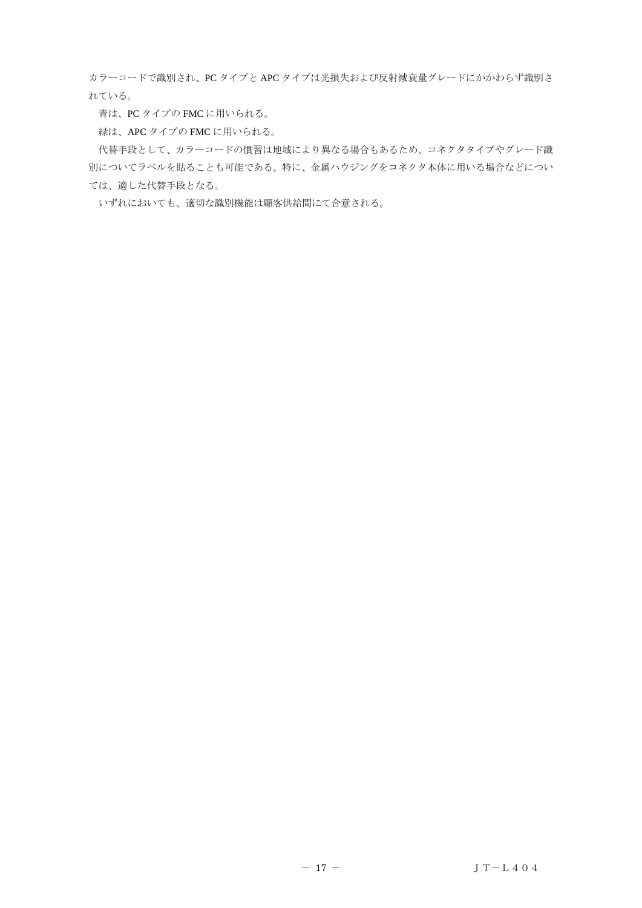カラーコードで識別され、PC タイプと APC タイプは光損失および反射減衰量グレードにかかわらず識別されている。

青は、PC タイプの FMC に用いられる。

緑は、APC タイプの FMC に用いられる。

代替手段として、カラーコードの慣習は地域により異なる場合もあるため、コネクタタイプやグレード識別についてラベルを貼ることも可能である。特に、金属ハウジングをコネクタ本体に用いる場合などについては、適した代替手段となる。

いずれにおいても、適切な識別機能は顧客供給間にて合意される。